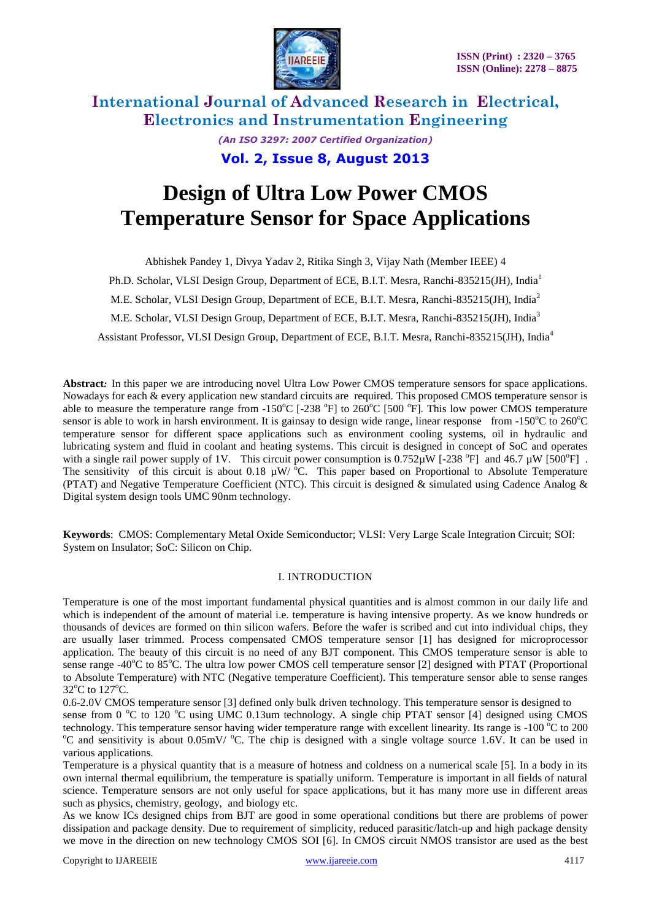# Design of Ultra Low Power CMOS Temperature Sensor for Space Applications

Abhishek Pandey 1, Divya Yadav 2, Ritika Singh 3, Vijay Nath (Member IEEE) 4

Ph.D. Scholar, VLSI Design Group, Department of ECE, B.I.T. Mesra, Ranchi-835215(JH), India[1]

M.E. Scholar, VLSI Design Group, Department of ECE, B.I.T. Mesra, Ranchi-835215(JH), India[2]

M.E. Scholar, VLSI Design Group, Department of ECE, B.I.T. Mesra, Ranchi-835215(JH), India[3]

Assistant Professor, VLSI Design Group, Department of ECE, B.I.T. Mesra, Ranchi-835215(JH), India[4]

**Abstract***:* In this paper we are introducing novel Ultra Low Power CMOS temperature sensors for space applications. Nowadays for each & every application new standard circuits are required. This proposed CMOS temperature sensor is able to measure the temperature range from -150°C [-238 °F] to 260°C [500 °F]. This low power CMOS temperature sensor is able to work in harsh environment. It is gainsay to design wide range, linear response from -150°C to 260°C temperature sensor for different space applications such as environment cooling systems, oil in hydraulic and lubricating system and fluid in coolant and heating systems. This circuit is designed in concept of SoC and operates with a single rail power supply of 1V. This circuit power consumption is 0.752µW [-238 °F] and 46.7 µW [500°F] . The sensitivity of this circuit is about 0.18 µW/ °C. This paper based on Proportional to Absolute Temperature (PTAT) and Negative Temperature Coefficient (NTC). This circuit is designed & simulated using Cadence Analog & Digital system design tools UMC 90nm technology.

**Keywords**: CMOS: Complementary Metal Oxide Semiconductor; VLSI: Very Large Scale Integration Circuit; SOI: System on Insulator; SoC: Silicon on Chip.

## I. INTRODUCTION

Temperature is one of the most important fundamental physical quantities and is almost common in our daily life and which is independent of the amount of material i.e. temperature is having intensive property. As we know hundreds or thousands of devices are formed on thin silicon wafers. Before the wafer is scribed and cut into individual chips, they are usually laser trimmed. Process compensated CMOS temperature sensor [1] has designed for microprocessor application. The beauty of this circuit is no need of any BJT component. This CMOS temperature sensor is able to sense range -40°C to 85°C. The ultra low power CMOS cell temperature sensor [2] designed with PTAT (Proportional to Absolute Temperature) with NTC (Negative temperature Coefficient). This temperature sensor able to sense ranges 32°C to 127°C.

0.6-2.0V CMOS temperature sensor [3] defined only bulk driven technology. This temperature sensor is designed to sense from 0 °C to 120 °C using UMC 0.13um technology. A single chip PTAT sensor [4] designed using CMOS technology. This temperature sensor having wider temperature range with excellent linearity. Its range is -100 °C to 200 °C and sensitivity is about 0.05mV/ °C. The chip is designed with a single voltage source 1.6V. It can be used in various applications.

Temperature is a physical quantity that is a measure of hotness and coldness on a numerical scale [5]. In a body in its own internal thermal equilibrium, the temperature is spatially uniform. Temperature is important in all fields of natural science. Temperature sensors are not only useful for space applications, but it has many more use in different areas such as physics, chemistry, geology, and biology etc.

As we know ICs designed chips from BJT are good in some operational conditions but there are problems of power dissipation and package density. Due to requirement of simplicity, reduced parasitic/latch-up and high package density we move in the direction on new technology CMOS SOI [6]. In CMOS circuit NMOS transistor are used as the best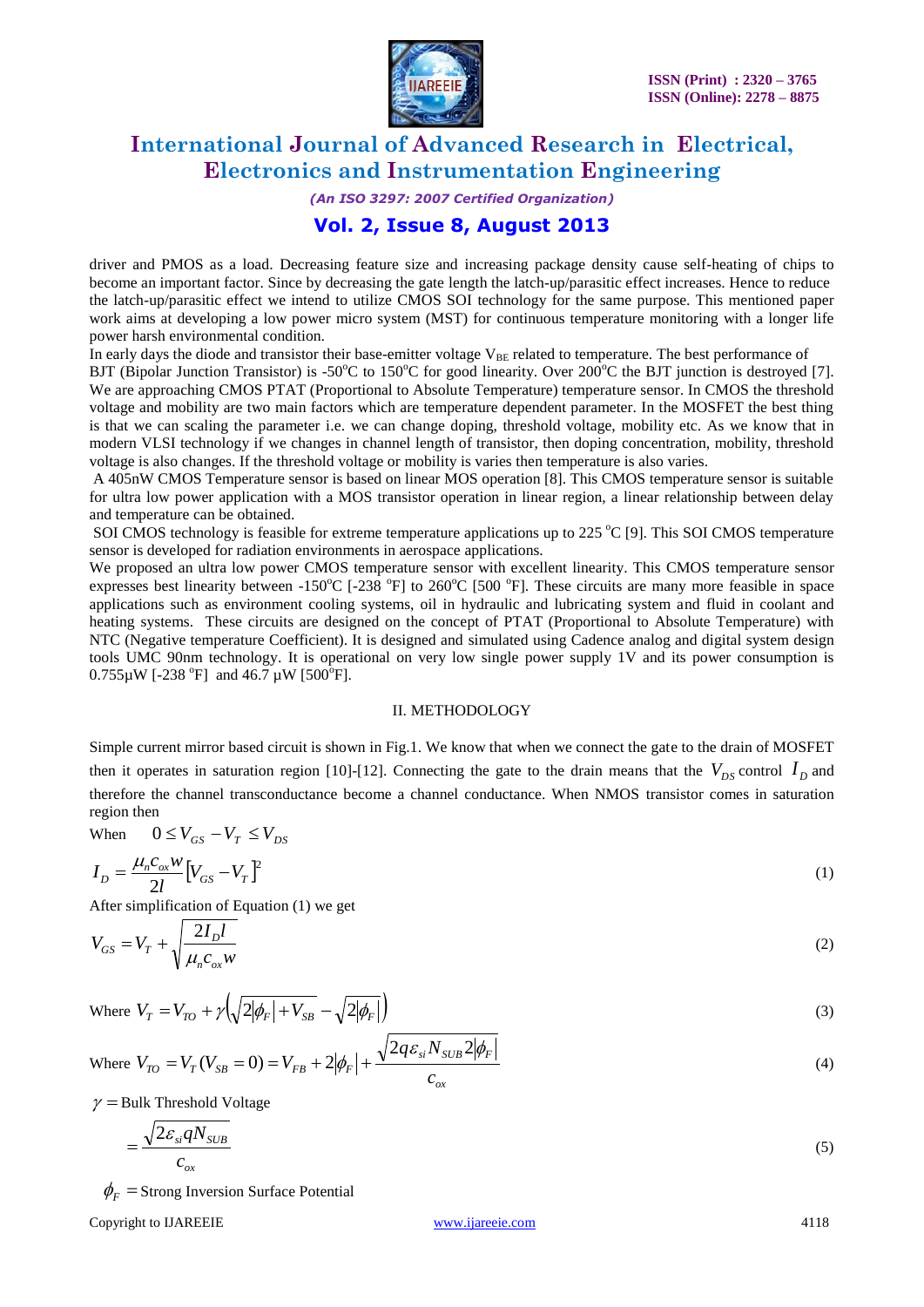driver and PMOS as a load. Decreasing feature size and increasing package density cause self-heating of chips to become an important factor. Since by decreasing the gate length the latch-up/parasitic effect increases. Hence to reduce the latch-up/parasitic effect we intend to utilize CMOS SOI technology for the same purpose. This mentioned paper work aims at developing a low power micro system (MST) for continuous temperature monitoring with a longer life power harsh environmental condition.

In early days the diode and transistor their base-emitter voltage $V_{BE}$ related to temperature. The best performance of BJT (Bipolar Junction Transistor) is -50°C to 150°C for good linearity. Over 200°C the BJT junction is destroyed [7]. We are approaching CMOS PTAT (Proportional to Absolute Temperature) temperature sensor. In CMOS the threshold voltage and mobility are two main factors which are temperature dependent parameter. In the MOSFET the best thing is that we can scaling the parameter i.e. we can change doping, threshold voltage, mobility etc. As we know that in modern VLSI technology if we changes in channel length of transistor, then doping concentration, mobility, threshold voltage is also changes. If the threshold voltage or mobility is varies then temperature is also varies.

A 405nW CMOS Temperature sensor is based on linear MOS operation [8]. This CMOS temperature sensor is suitable for ultra low power application with a MOS transistor operation in linear region, a linear relationship between delay and temperature can be obtained.

SOI CMOS technology is feasible for extreme temperature applications up to 225 °C [9]. This SOI CMOS temperature sensor is developed for radiation environments in aerospace applications.

We proposed an ultra low power CMOS temperature sensor with excellent linearity. This CMOS temperature sensor expresses best linearity between -150°C [-238 °F] to 260°C [500 °F]. These circuits are many more feasible in space applications such as environment cooling systems, oil in hydraulic and lubricating system and fluid in coolant and heating systems. These circuits are designed on the concept of PTAT (Proportional to Absolute Temperature) with NTC (Negative temperature Coefficient). It is designed and simulated using Cadence analog and digital system design tools UMC 90nm technology. It is operational on very low single power supply 1V and its power consumption is 0.755µW [-238 °F] and 46.7 µW [500°F].

## II. METHODOLOGY

Simple current mirror based circuit is shown in Fig.1. We know that when we connect the gate to the drain of MOSFET then it operates in saturation region [10]-[12]. Connecting the gate to the drain means that the $V_{DS}$ control $I_D$ and therefore the channel transconductance become a channel conductance. When NMOS transistor comes in saturation region then

When $\quad 0 \le V_{GS} - V_T \le V_{DS}$

$$I_D = \frac{\mu_n c_{ox} w}{2l}\left[V_{GS} - V_T\right]^2 \tag{1}$$

After simplification of Equation (1) we get

$$V_{GS} = V_T + \sqrt{\frac{2I_D l}{\mu_n c_{ox} w}} \tag{2}$$

$$\text{Where } V_T = V_{TO} + \gamma\left(\sqrt{2|\phi_F| + V_{SB}} - \sqrt{2|\phi_F|}\right) \tag{3}$$

$$\text{Where } V_{TO} = V_T(V_{SB} = 0) = V_{FB} + 2|\phi_F| + \frac{\sqrt{2q\varepsilon_{si} N_{SUB} 2|\phi_F|}}{c_{ox}} \tag{4}$$

$\gamma =$ Bulk Threshold Voltage

$$= \frac{\sqrt{2\varepsilon_{si} q N_{SUB}}}{c_{ox}} \tag{5}$$

$\phi_F =$ Strong Inversion Surface Potential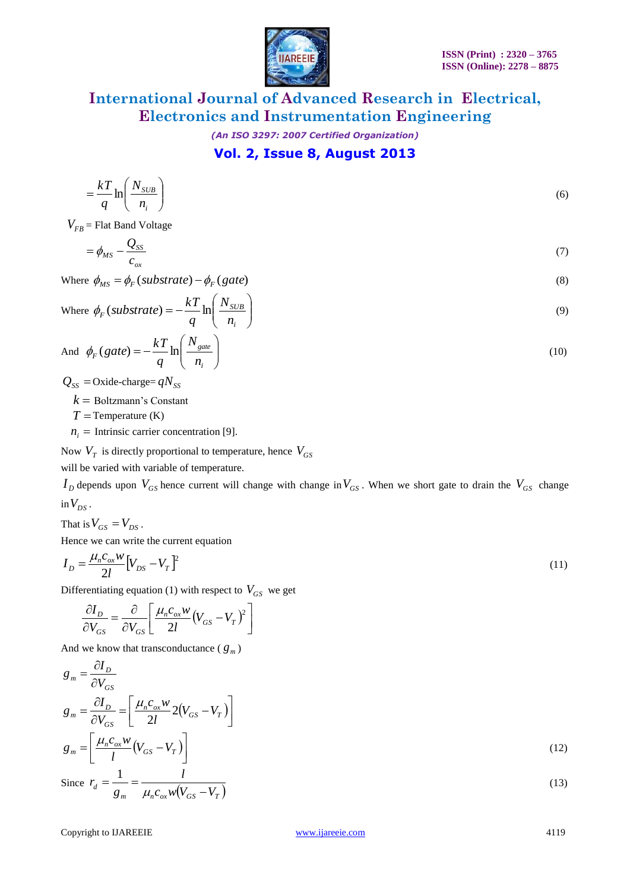$$= \frac{kT}{q}\ln\left(\frac{N_{SUB}}{n_i}\right) \tag{6}$$

$V_{FB}$ = Flat Band Voltage

$$= \phi_{MS} - \frac{Q_{SS}}{c_{ox}} \tag{7}$$

Where $\phi_{MS} = \phi_F(substrate) - \phi_F(gate)$ (8)

Where $\phi_F(substrate) = -\frac{kT}{q}\ln\left(\frac{N_{SUB}}{n_i}\right)$ (9)

And $\phi_F(gate) = -\frac{kT}{q}\ln\left(\frac{N_{gate}}{n_i}\right)$ (10)

$Q_{SS}$ = Oxide-charge= $qN_{SS}$

$k =$ Boltzmann's Constant

$T =$ Temperature (K)

$n_i =$ Intrinsic carrier concentration [9].

Now $V_T$ is directly proportional to temperature, hence $V_{GS}$ will be varied with variable of temperature.

$I_D$ depends upon $V_{GS}$ hence current will change with change in $V_{GS}$. When we short gate to drain the $V_{GS}$ change in $V_{DS}$.

That is $V_{GS} = V_{DS}$.

Hence we can write the current equation

$$I_D = \frac{\mu_n c_{ox} w}{2l}\left[V_{DS} - V_T\right]^2 \tag{11}$$

Differentiating equation (1) with respect to $V_{GS}$ we get

$$\frac{\partial I_D}{\partial V_{GS}} = \frac{\partial}{\partial V_{GS}}\left[\frac{\mu_n c_{ox} w}{2l}(V_{GS} - V_T)^2\right]$$

And we know that transconductance ( $g_m$ )

$$g_m = \frac{\partial I_D}{\partial V_{GS}}$$

$$g_m = \frac{\partial I_D}{\partial V_{GS}} = \left[\frac{\mu_n c_{ox} w}{2l} 2(V_{GS} - V_T)\right]$$

$$g_m = \left[\frac{\mu_n c_{ox} w}{l}(V_{GS} - V_T)\right] \tag{12}$$

Since $r_d = \frac{1}{g_m} = \frac{l}{\mu_n c_{ox} w(V_{GS} - V_T)}$ (13)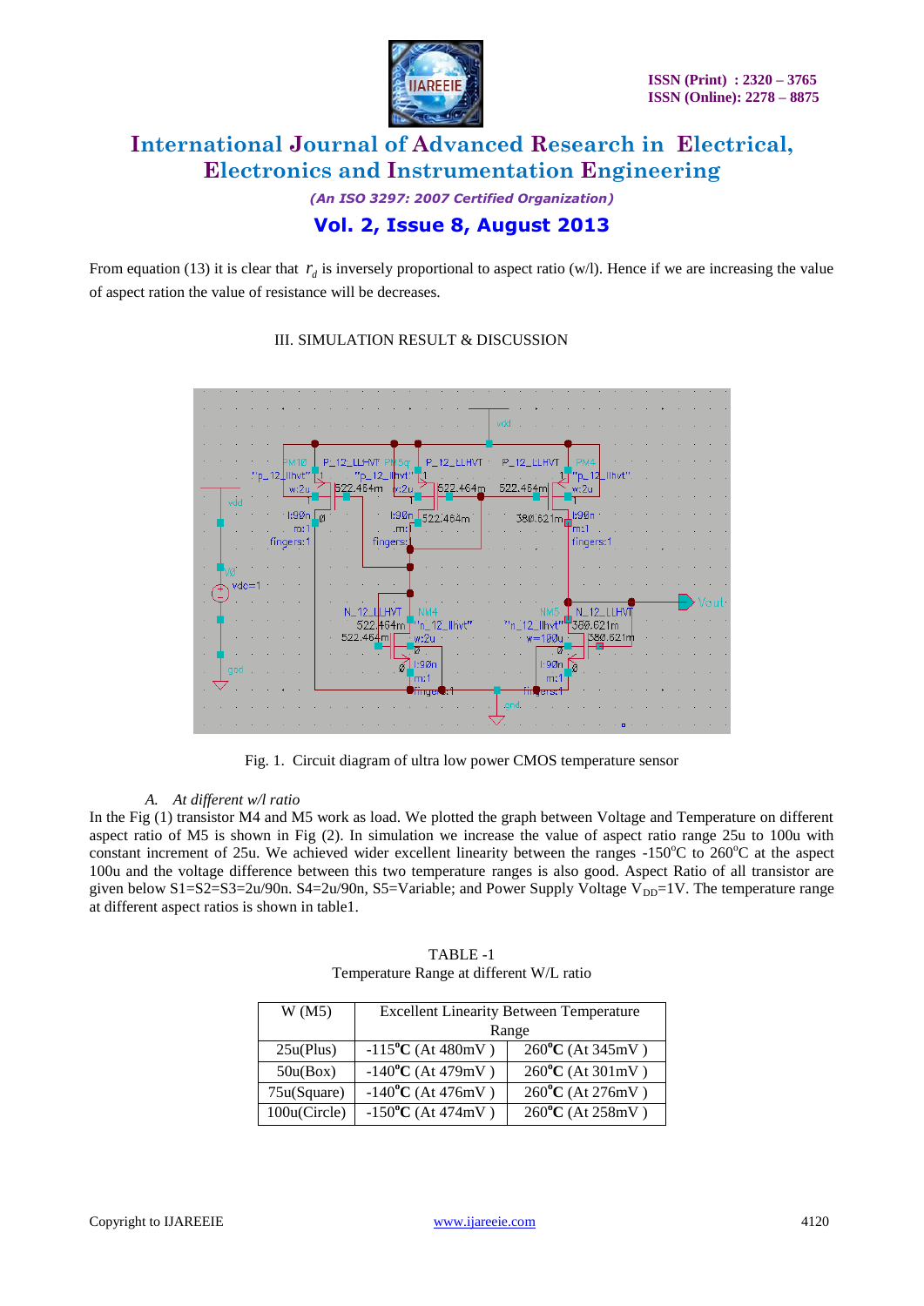From equation (13) it is clear that $r_d$ is inversely proportional to aspect ratio (w/l). Hence if we are increasing the value of aspect ration the value of resistance will be decreases.

## III. SIMULATION RESULT & DISCUSSION

Fig. 1. Circuit diagram of ultra low power CMOS temperature sensor

### *A. At different w/l ratio*

In the Fig (1) transistor M4 and M5 work as load. We plotted the graph between Voltage and Temperature on different aspect ratio of M5 is shown in Fig (2). In simulation we increase the value of aspect ratio range 25u to 100u with constant increment of 25u. We achieved wider excellent linearity between the ranges -150°C to 260°C at the aspect 100u and the voltage difference between this two temperature ranges is also good. Aspect Ratio of all transistor are given below S1=S2=S3=2u/90n. S4=2u/90n, S5=Variable; and Power Supply Voltage $V_{DD}$=1V. The temperature range at different aspect ratios is shown in table1.

TABLE -1
Temperature Range at different W/L ratio

| W (M5) | Excellent Linearity Between Temperature Range | |
|---|---|---|
| 25u(Plus) | -115°C (At 480mV ) | 260°C (At 345mV ) |
| 50u(Box) | -140°C (At 479mV ) | 260°C (At 301mV ) |
| 75u(Square) | -140°C (At 476mV ) | 260°C (At 276mV ) |
| 100u(Circle) | -150°C (At 474mV ) | 260°C (At 258mV ) |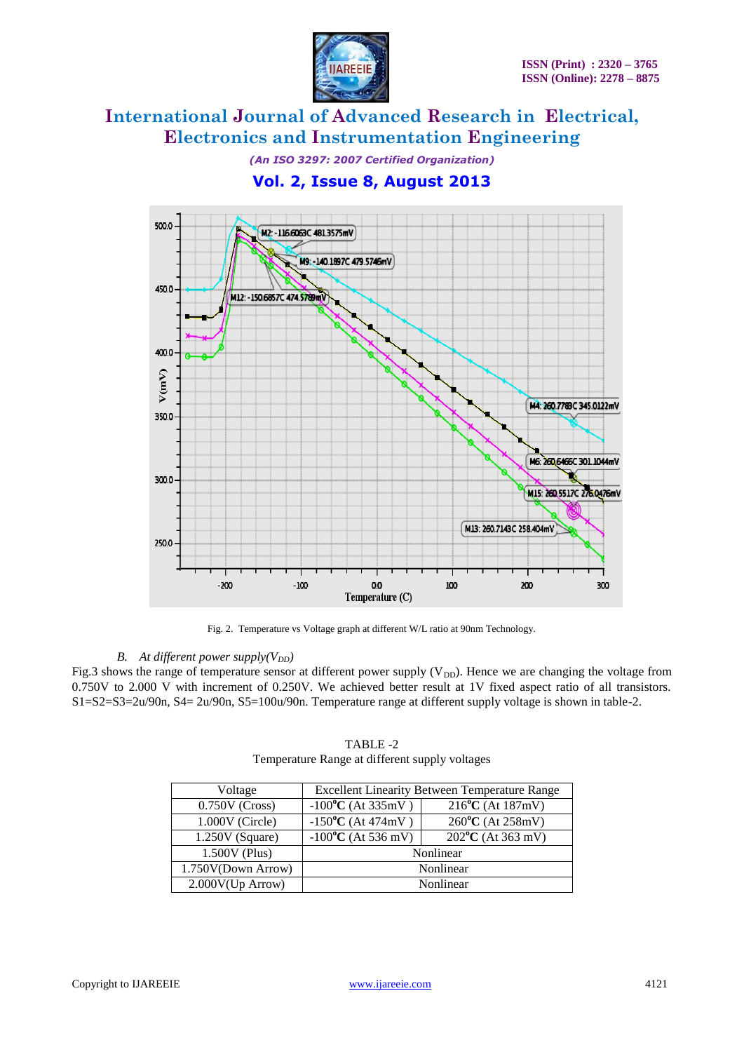Fig. 2. Temperature vs Voltage graph at different W/L ratio at 90nm Technology.

*B. At different power supply($V_{DD}$)*

Fig.3 shows the range of temperature sensor at different power supply ($V_{DD}$). Hence we are changing the voltage from 0.750V to 2.000 V with increment of 0.250V. We achieved better result at 1V fixed aspect ratio of all transistors. S1=S2=S3=2u/90n, S4= 2u/90n, S5=100u/90n. Temperature range at different supply voltage is shown in table-2.

TABLE -2

Temperature Range at different supply voltages

| Voltage | Excellent Linearity Between Temperature Range | |
|---|---|---|
| 0.750V (Cross) | -100$^{o}$**C** (At 335mV ) | 216$^{o}$**C** (At 187mV) |
| 1.000V (Circle) | -150$^{o}$**C** (At 474mV ) | 260$^{o}$**C** (At 258mV) |
| 1.250V (Square) | -100$^{o}$**C** (At 536 mV) | 202$^{o}$**C** (At 363 mV) |
| 1.500V (Plus) | Nonlinear | |
| 1.750V(Down Arrow) | Nonlinear | |
| 2.000V(Up Arrow) | Nonlinear | |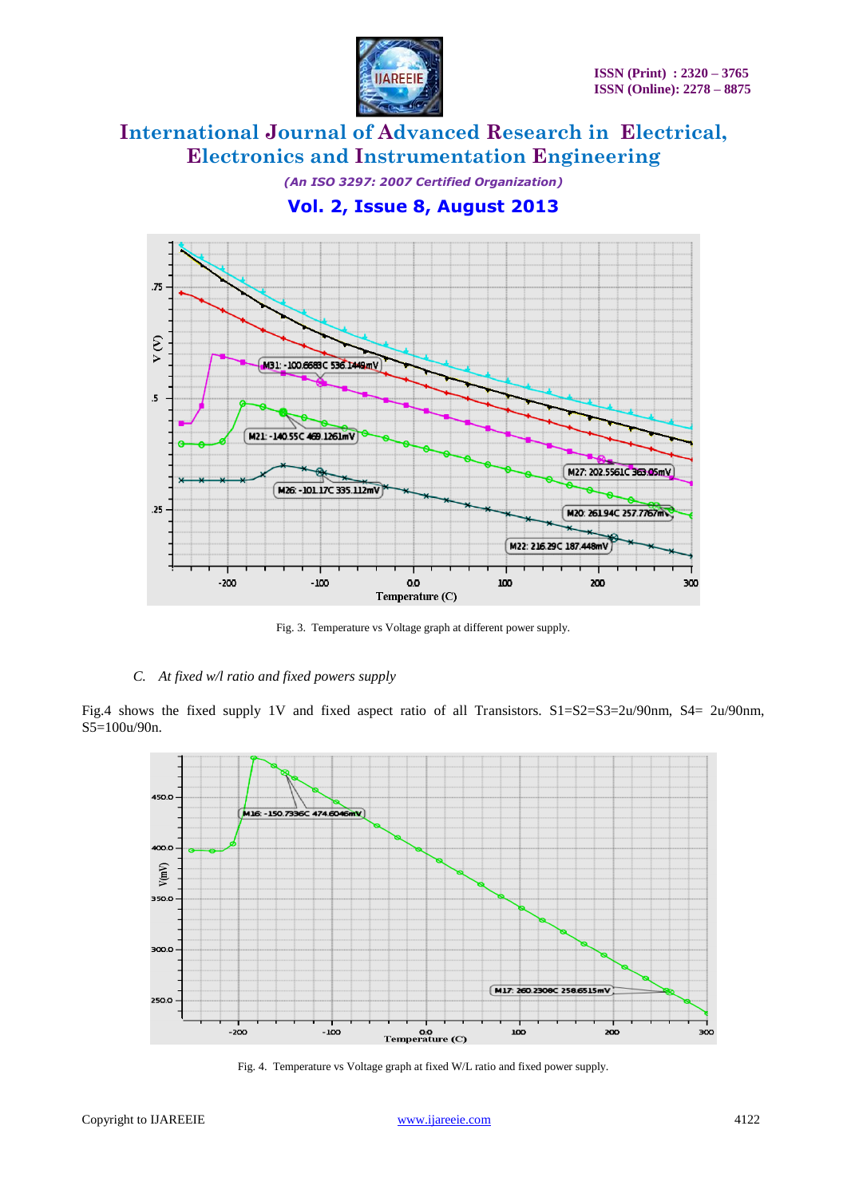Fig. 3. Temperature vs Voltage graph at different power supply.

*C. At fixed w/l ratio and fixed powers supply*

Fig.4 shows the fixed supply 1V and fixed aspect ratio of all Transistors. S1=S2=S3=2u/90nm, S4= 2u/90nm, S5=100u/90n.

Fig. 4. Temperature vs Voltage graph at fixed W/L ratio and fixed power supply.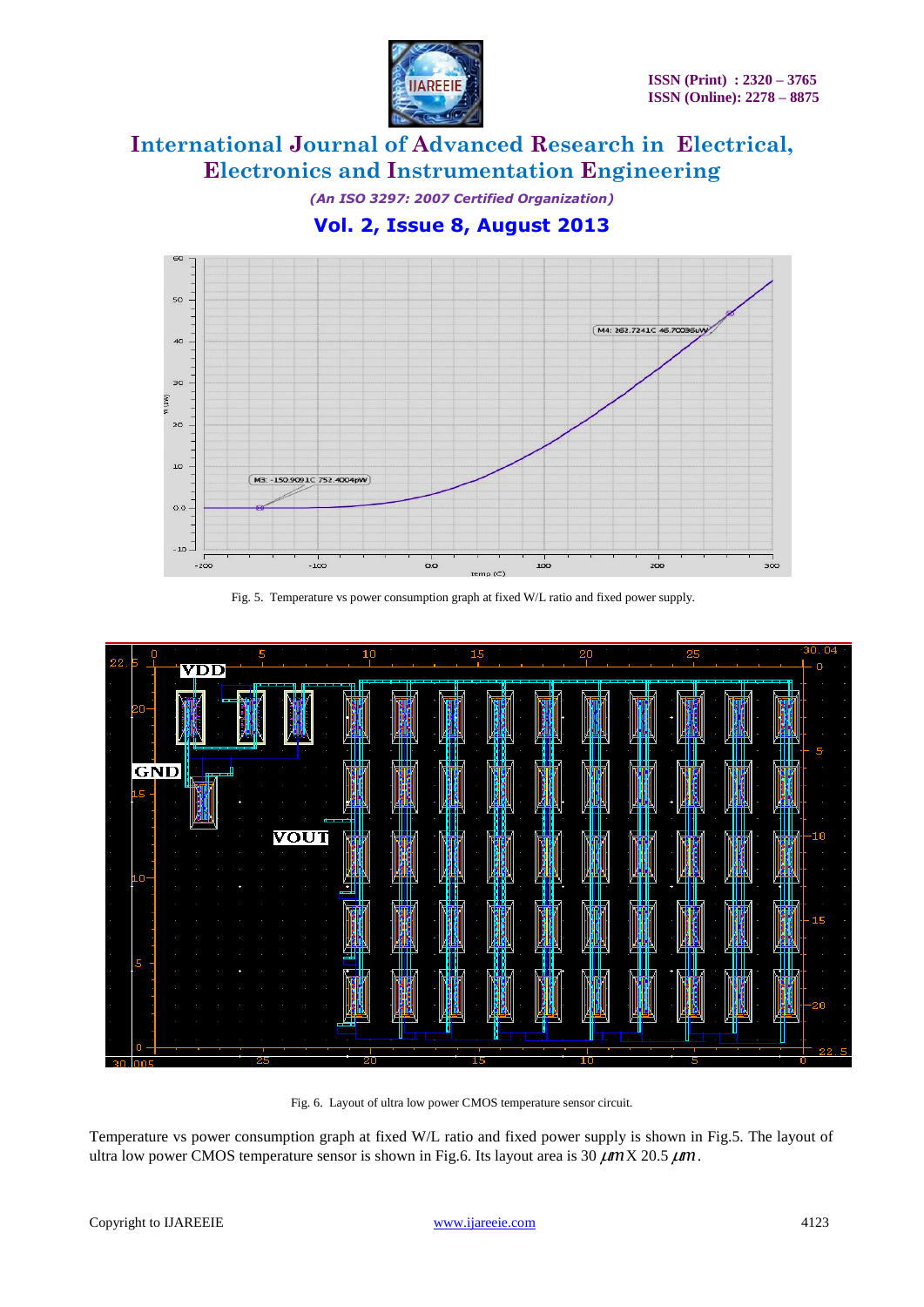Fig. 5.  Temperature vs power consumption graph at fixed W/L ratio and fixed power supply.

Fig. 6.  Layout of ultra low power CMOS temperature sensor circuit.

Temperature vs power consumption graph at fixed W/L ratio and fixed power supply is shown in Fig.5. The layout of ultra low power CMOS temperature sensor is shown in Fig.6. Its layout area is 30 $\mu m$ X 20.5 $\mu m$.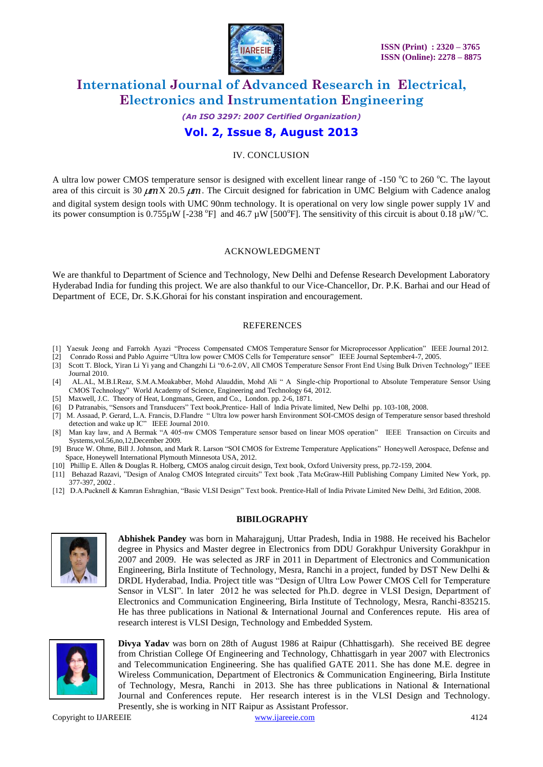## IV. CONCLUSION

A ultra low power CMOS temperature sensor is designed with excellent linear range of -150 °C to 260 °C. The layout area of this circuit is 30 $\mu m$ X 20.5 $\mu m$. The Circuit designed for fabrication in UMC Belgium with Cadence analog and digital system design tools with UMC 90nm technology. It is operational on very low single power supply 1V and its power consumption is 0.755µW [-238 °F] and 46.7 µW [500°F]. The sensitivity of this circuit is about 0.18 µW/ °C.

## ACKNOWLEDGMENT

We are thankful to Department of Science and Technology, New Delhi and Defense Research Development Laboratory Hyderabad India for funding this project. We are also thankful to our Vice-Chancellor, Dr. P.K. Barhai and our Head of Department of ECE, Dr. S.K.Ghorai for his constant inspiration and encouragement.

## REFERENCES

[1] Yaesuk Jeong and Farrokh Ayazi "Process Compensated CMOS Temperature Sensor for Microprocessor Application" IEEE Journal 2012.
[2] Conrado Rossi and Pablo Aguirre "Ultra low power CMOS Cells for Temperature sensor" IEEE Journal September4-7, 2005.
[3] Scott T. Block, Yiran Li Yi yang and Changzhi Li "0.6-2.0V, All CMOS Temperature Sensor Front End Using Bulk Driven Technology" IEEE Journal 2010.
[4] AL.AL, M.B.I.Reaz, S.M.A.Moakabber, Mohd Alauddin, Mohd Ali " A Single-chip Proportional to Absolute Temperature Sensor Using CMOS Technology" World Academy of Science, Engineering and Technology 64, 2012.
[5] Maxwell, J.C. Theory of Heat, Longmans, Green, and Co., London. pp. 2-6, 1871.
[6] D Patranabis, "Sensors and Transducers" Text book,Prentice- Hall of India Private limited, New Delhi pp. 103-108, 2008.
[7] M. Assaad, P. Gerard, L.A. Francis, D.Flandre " Ultra low power harsh Environment SOI-CMOS design of Temperature sensor based threshold detection and wake up IC" IEEE Journal 2010.
[8] Man kay law, and A Bermak "A 405-nw CMOS Temperature sensor based on linear MOS operation" IEEE Transaction on Circuits and Systems,vol.56,no,12,December 2009.
[9] Bruce W. Ohme, Bill J. Johnson, and Mark R. Larson "SOI CMOS for Extreme Temperature Applications" Honeywell Aerospace, Defense and Space, Honeywell International Plymouth Minnesota USA, 2012.
[10] Phillip E. Allen & Douglas R. Holberg, CMOS analog circuit design, Text book, Oxford University press, pp.72-159, 2004.
[11] Behazad Razavi, "Design of Analog CMOS Integrated circuits" Text book ,Tata McGraw-Hill Publishing Company Limited New York, pp. 377-397, 2002 .
[12] D.A.Pucknell & Kamran Eshraghian, "Basic VLSI Design" Text book. Prentice-Hall of India Private Limited New Delhi, 3rd Edition, 2008.

## BIBILOGRAPHY

**Abhishek Pandey** was born in Maharajgunj, Uttar Pradesh, India in 1988. He received his Bachelor degree in Physics and Master degree in Electronics from DDU Gorakhpur University Gorakhpur in 2007 and 2009. He was selected as JRF in 2011 in Department of Electronics and Communication Engineering, Birla Institute of Technology, Mesra, Ranchi in a project, funded by DST New Delhi & DRDL Hyderabad, India. Project title was "Design of Ultra Low Power CMOS Cell for Temperature Sensor in VLSI". In later 2012 he was selected for Ph.D. degree in VLSI Design, Department of Electronics and Communication Engineering, Birla Institute of Technology, Mesra, Ranchi-835215. He has three publications in National & International Journal and Conferences repute. His area of research interest is VLSI Design, Technology and Embedded System.

**Divya Yadav** was born on 28th of August 1986 at Raipur (Chhattisgarh). She received BE degree from Christian College Of Engineering and Technology, Chhattisgarh in year 2007 with Electronics and Telecommunication Engineering. She has qualified GATE 2011. She has done M.E. degree in Wireless Communication, Department of Electronics & Communication Engineering, Birla Institute of Technology, Mesra, Ranchi in 2013. She has three publications in National & International Journal and Conferences repute. Her research interest is in the VLSI Design and Technology. Presently, she is working in NIT Raipur as Assistant Professor.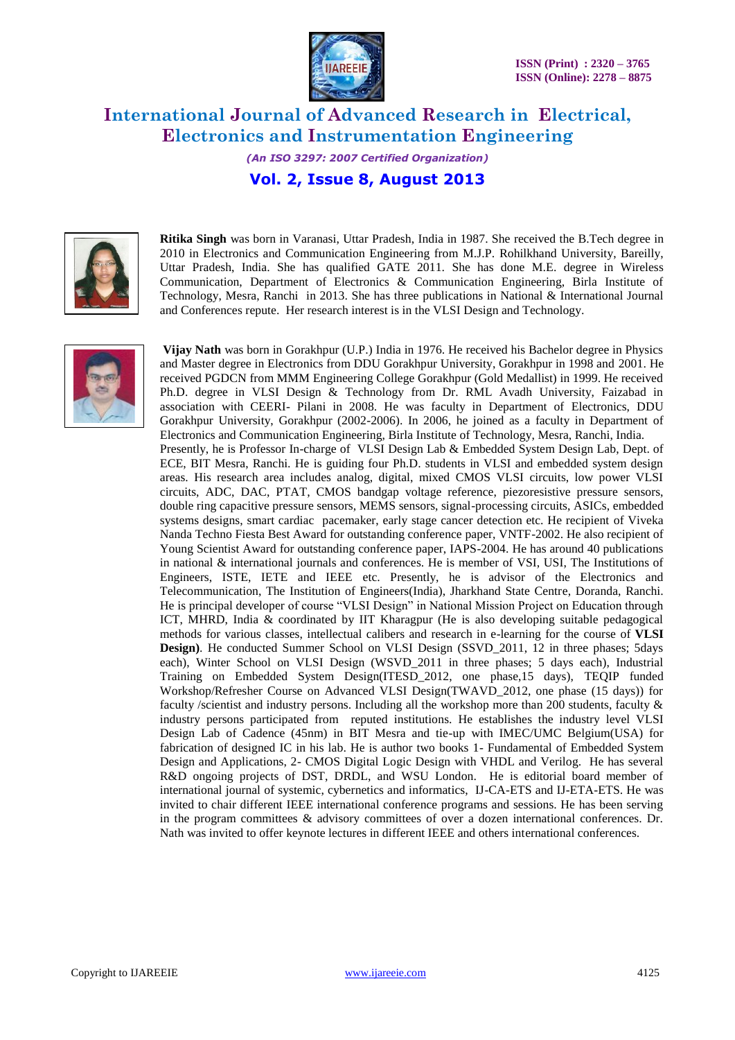**Ritika Singh** was born in Varanasi, Uttar Pradesh, India in 1987. She received the B.Tech degree in 2010 in Electronics and Communication Engineering from M.J.P. Rohilkhand University, Bareilly, Uttar Pradesh, India. She has qualified GATE 2011. She has done M.E. degree in Wireless Communication, Department of Electronics & Communication Engineering, Birla Institute of Technology, Mesra, Ranchi in 2013. She has three publications in National & International Journal and Conferences repute. Her research interest is in the VLSI Design and Technology.

**Vijay Nath** was born in Gorakhpur (U.P.) India in 1976. He received his Bachelor degree in Physics and Master degree in Electronics from DDU Gorakhpur University, Gorakhpur in 1998 and 2001. He received PGDCN from MMM Engineering College Gorakhpur (Gold Medallist) in 1999. He received Ph.D. degree in VLSI Design & Technology from Dr. RML Avadh University, Faizabad in association with CEERI- Pilani in 2008. He was faculty in Department of Electronics, DDU Gorakhpur University, Gorakhpur (2002-2006). In 2006, he joined as a faculty in Department of Electronics and Communication Engineering, Birla Institute of Technology, Mesra, Ranchi, India. Presently, he is Professor In-charge of VLSI Design Lab & Embedded System Design Lab, Dept. of ECE, BIT Mesra, Ranchi. He is guiding four Ph.D. students in VLSI and embedded system design areas. His research area includes analog, digital, mixed CMOS VLSI circuits, low power VLSI circuits, ADC, DAC, PTAT, CMOS bandgap voltage reference, piezoresistive pressure sensors, double ring capacitive pressure sensors, MEMS sensors, signal-processing circuits, ASICs, embedded systems designs, smart cardiac pacemaker, early stage cancer detection etc. He recipient of Viveka Nanda Techno Fiesta Best Award for outstanding conference paper, VNTF-2002. He also recipient of Young Scientist Award for outstanding conference paper, IAPS-2004. He has around 40 publications in national & international journals and conferences. He is member of VSI, USI, The Institutions of Engineers, ISTE, IETE and IEEE etc. Presently, he is advisor of the Electronics and Telecommunication, The Institution of Engineers(India), Jharkhand State Centre, Doranda, Ranchi. He is principal developer of course "VLSI Design" in National Mission Project on Education through ICT, MHRD, India & coordinated by IIT Kharagpur (He is also developing suitable pedagogical methods for various classes, intellectual calibers and research in e-learning for the course of **VLSI Design)**. He conducted Summer School on VLSI Design (SSVD_2011, 12 in three phases; 5days each), Winter School on VLSI Design (WSVD_2011 in three phases; 5 days each), Industrial Training on Embedded System Design(ITESD_2012, one phase,15 days), TEQIP funded Workshop/Refresher Course on Advanced VLSI Design(TWAVD_2012, one phase (15 days)) for faculty /scientist and industry persons. Including all the workshop more than 200 students, faculty & industry persons participated from reputed institutions. He establishes the industry level VLSI Design Lab of Cadence (45nm) in BIT Mesra and tie-up with IMEC/UMC Belgium(USA) for fabrication of designed IC in his lab. He is author two books 1- Fundamental of Embedded System Design and Applications, 2- CMOS Digital Logic Design with VHDL and Verilog. He has several R&D ongoing projects of DST, DRDL, and WSU London. He is editorial board member of international journal of systemic, cybernetics and informatics, IJ-CA-ETS and IJ-ETA-ETS. He was invited to chair different IEEE international conference programs and sessions. He has been serving in the program committees & advisory committees of over a dozen international conferences. Dr. Nath was invited to offer keynote lectures in different IEEE and others international conferences.